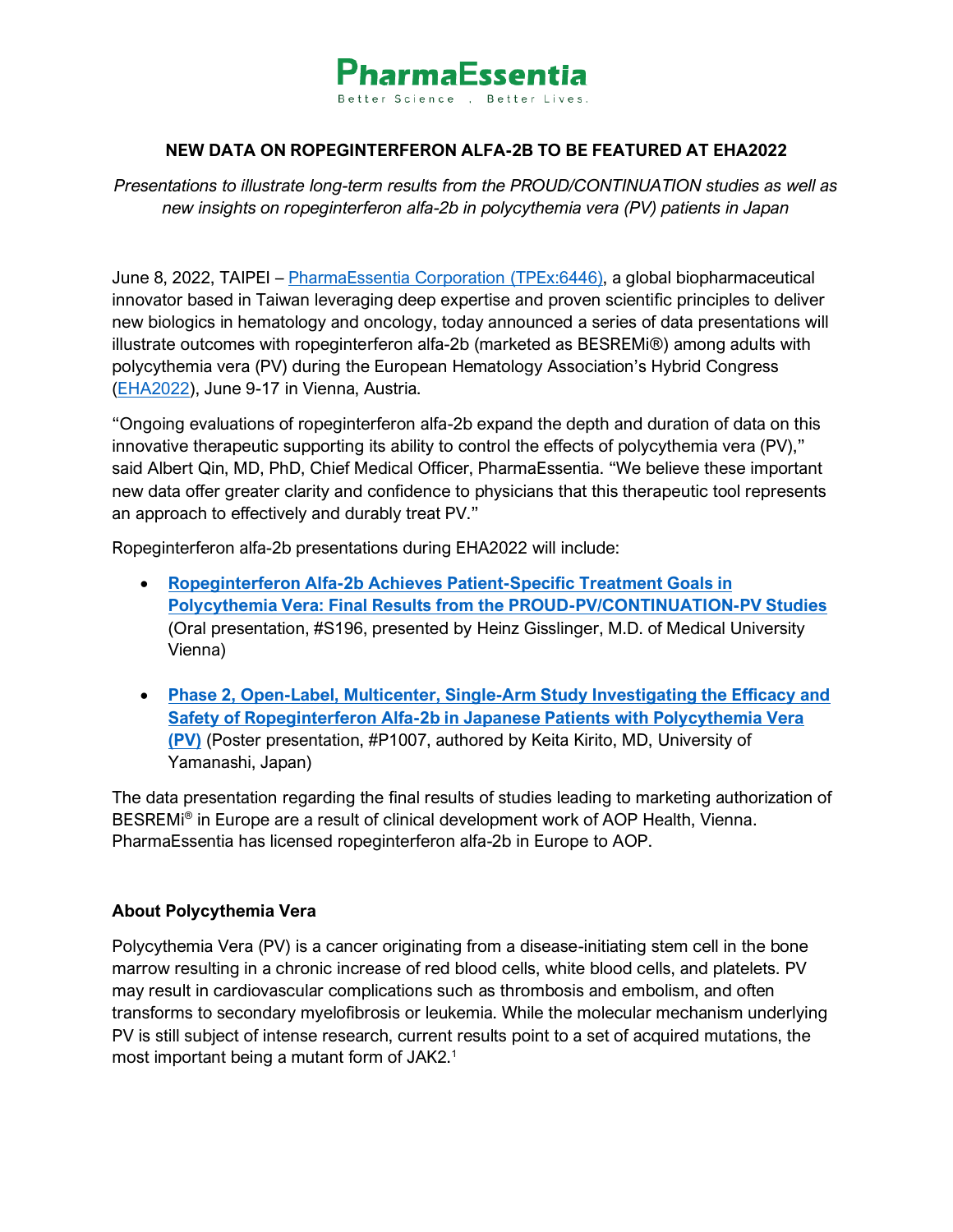PharmaEssentia

Better Science . Better Lives.

## NEW DATA ON ROPEGINTERFERON ALFA-2B TO BE FEATURED AT EHA2022

*Presentations to illustrate long-term results from the PROUD/CONTINUATION studies as well as new insights on ropeginterferon alfa-2b in polycythemia vera (PV) patients in Japan*

June 8, 2022, TAIPEI – PharmaEssentia Corporation (TPEx:6446), a global biopharmaceutical innovator based in Taiwan leveraging deep expertise and proven scientific principles to deliver new biologics in hematology and oncology, today announced a series of data presentations will illustrate outcomes with ropeginterferon alfa-2b (marketed as BESREMi®) among adults with polycythemia vera (PV) during the European Hematology Association's Hybrid Congress (EHA2022), June 9-17 in Vienna, Austria.

"Ongoing evaluations of ropeginterferon alfa-2b expand the depth and duration of data on this innovative therapeutic supporting its ability to control the effects of polycythemia vera (PV)," said Albert Qin, MD, PhD, Chief Medical Officer, PharmaEssentia. "We believe these important new data offer greater clarity and confidence to physicians that this therapeutic tool represents an approach to effectively and durably treat PV."

Ropeginterferon alfa-2b presentations during EHA2022 will include:

- **Ropeginterferon Alfa-2b Achieves Patient-Specific Treatment Goals in Polycythemia Vera: Final Results from the PROUD-PV/CONTINUATION-PV Studies** (Oral presentation, #S196, presented by Heinz Gisslinger, M.D. of Medical University Vienna)
- **Phase 2, Open-Label, Multicenter, Single-Arm Study Investigating the Efficacy and Safety of Ropeginterferon Alfa-2b in Japanese Patients with Polycythemia Vera (PV)** (Poster presentation, #P1007, authored by Keita Kirito, MD, University of Yamanashi, Japan)

The data presentation regarding the final results of studies leading to marketing authorization of BESREMi® in Europe are a result of clinical development work of AOP Health, Vienna. PharmaEssentia has licensed ropeginterferon alfa-2b in Europe to AOP.

### About Polycythemia Vera

Polycythemia Vera (PV) is a cancer originating from a disease-initiating stem cell in the bone marrow resulting in a chronic increase of red blood cells, white blood cells, and platelets. PV may result in cardiovascular complications such as thrombosis and embolism, and often transforms to secondary myelofibrosis or leukemia. While the molecular mechanism underlying PV is still subject of intense research, current results point to a set of acquired mutations, the most important being a mutant form of JAK2.[1]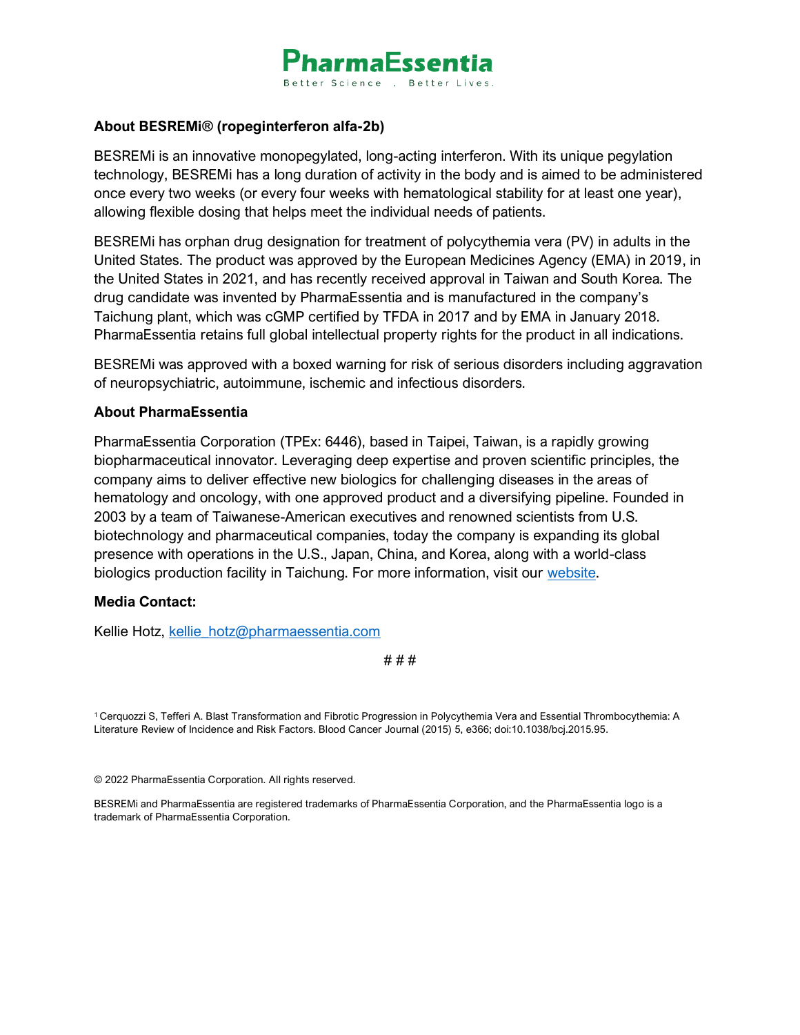## About BESREMi® (ropeginterferon alfa-2b)

BESREMi is an innovative monopegylated, long-acting interferon. With its unique pegylation technology, BESREMi has a long duration of activity in the body and is aimed to be administered once every two weeks (or every four weeks with hematological stability for at least one year), allowing flexible dosing that helps meet the individual needs of patients.

BESREMi has orphan drug designation for treatment of polycythemia vera (PV) in adults in the United States. The product was approved by the European Medicines Agency (EMA) in 2019, in the United States in 2021, and has recently received approval in Taiwan and South Korea. The drug candidate was invented by PharmaEssentia and is manufactured in the company's Taichung plant, which was cGMP certified by TFDA in 2017 and by EMA in January 2018. PharmaEssentia retains full global intellectual property rights for the product in all indications.

BESREMi was approved with a boxed warning for risk of serious disorders including aggravation of neuropsychiatric, autoimmune, ischemic and infectious disorders.

## About PharmaEssentia

PharmaEssentia Corporation (TPEx: 6446), based in Taipei, Taiwan, is a rapidly growing biopharmaceutical innovator. Leveraging deep expertise and proven scientific principles, the company aims to deliver effective new biologics for challenging diseases in the areas of hematology and oncology, with one approved product and a diversifying pipeline. Founded in 2003 by a team of Taiwanese-American executives and renowned scientists from U.S. biotechnology and pharmaceutical companies, today the company is expanding its global presence with operations in the U.S., Japan, China, and Korea, along with a world-class biologics production facility in Taichung. For more information, visit our website.

**Media Contact:**

Kellie Hotz, kellie_hotz@pharmaessentia.com

# # #

[1] Cerquozzi S, Tefferi A. Blast Transformation and Fibrotic Progression in Polycythemia Vera and Essential Thrombocythemia: A Literature Review of Incidence and Risk Factors. Blood Cancer Journal (2015) 5, e366; doi:10.1038/bcj.2015.95.

© 2022 PharmaEssentia Corporation. All rights reserved.

BESREMi and PharmaEssentia are registered trademarks of PharmaEssentia Corporation, and the PharmaEssentia logo is a trademark of PharmaEssentia Corporation.